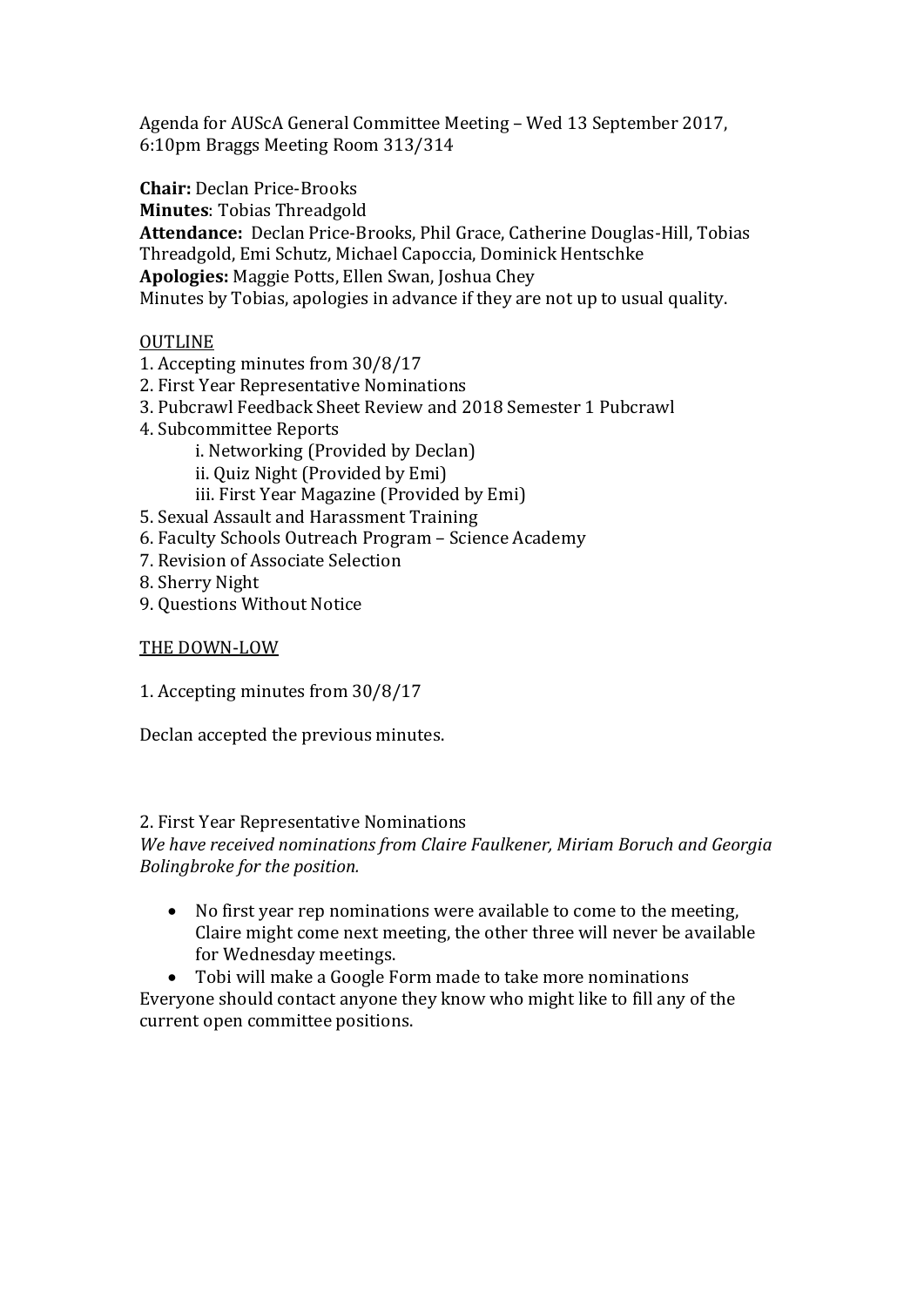Agenda for AUScA General Committee Meeting – Wed 13 September 2017, 6:10pm Braggs Meeting Room 313/314

**Chair:** Declan Price-Brooks
**Minutes**: Tobias Threadgold
**Attendance:** Declan Price-Brooks, Phil Grace, Catherine Douglas-Hill, Tobias Threadgold, Emi Schutz, Michael Capoccia, Dominick Hentschke
**Apologies:** Maggie Potts, Ellen Swan, Joshua Chey
Minutes by Tobias, apologies in advance if they are not up to usual quality.

<u>OUTLINE</u>

1. Accepting minutes from 30/8/17
2. First Year Representative Nominations
3. Pubcrawl Feedback Sheet Review and 2018 Semester 1 Pubcrawl
4. Subcommittee Reports
    i. Networking (Provided by Declan)
    ii. Quiz Night (Provided by Emi)
    iii. First Year Magazine (Provided by Emi)
5. Sexual Assault and Harassment Training
6. Faculty Schools Outreach Program – Science Academy
7. Revision of Associate Selection
8. Sherry Night
9. Questions Without Notice

<u>THE DOWN-LOW</u>

1. Accepting minutes from 30/8/17

Declan accepted the previous minutes.

2. First Year Representative Nominations
*We have received nominations from Claire Faulkener, Miriam Boruch and Georgia Bolingbroke for the position.*

- No first year rep nominations were available to come to the meeting, Claire might come next meeting, the other three will never be available for Wednesday meetings.
- Tobi will make a Google Form made to take more nominations

Everyone should contact anyone they know who might like to fill any of the current open committee positions.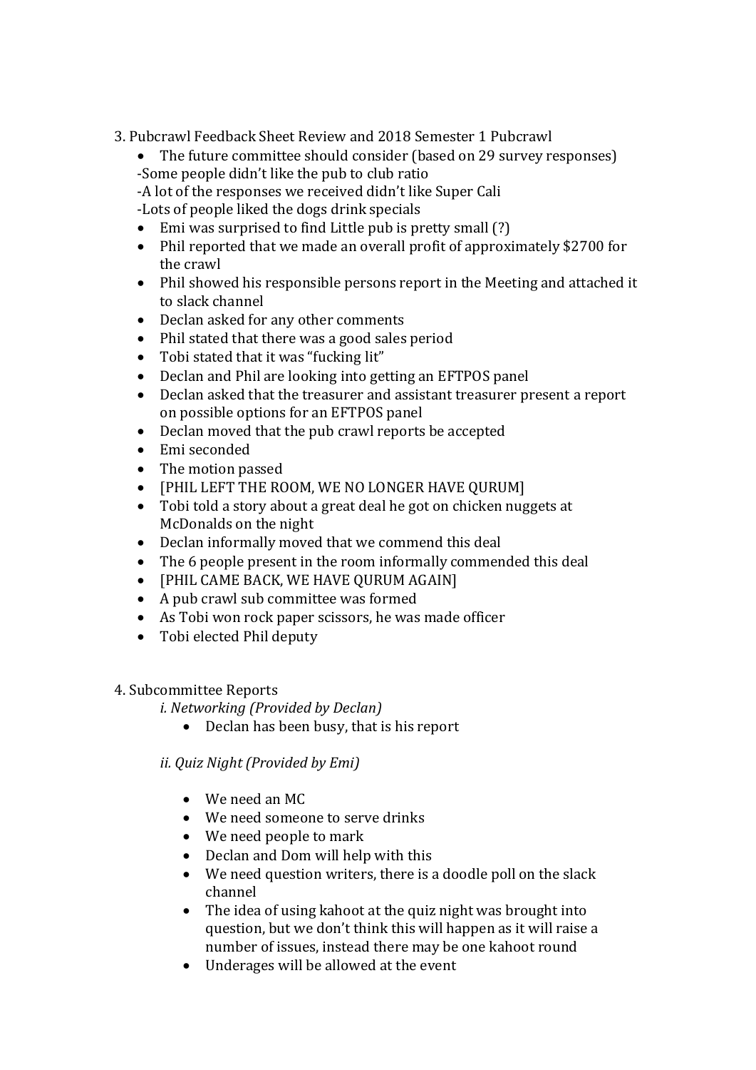3. Pubcrawl Feedback Sheet Review and 2018 Semester 1 Pubcrawl

- The future committee should consider (based on 29 survey responses)

-Some people didn't like the pub to club ratio

-A lot of the responses we received didn't like Super Cali

-Lots of people liked the dogs drink specials

- Emi was surprised to find Little pub is pretty small (?)
- Phil reported that we made an overall profit of approximately $2700 for the crawl
- Phil showed his responsible persons report in the Meeting and attached it to slack channel
- Declan asked for any other comments
- Phil stated that there was a good sales period
- Tobi stated that it was "fucking lit"
- Declan and Phil are looking into getting an EFTPOS panel
- Declan asked that the treasurer and assistant treasurer present a report on possible options for an EFTPOS panel
- Declan moved that the pub crawl reports be accepted
- Emi seconded
- The motion passed
- [PHIL LEFT THE ROOM, WE NO LONGER HAVE QURUM]
- Tobi told a story about a great deal he got on chicken nuggets at McDonalds on the night
- Declan informally moved that we commend this deal
- The 6 people present in the room informally commended this deal
- [PHIL CAME BACK, WE HAVE QURUM AGAIN]
- A pub crawl sub committee was formed
- As Tobi won rock paper scissors, he was made officer
- Tobi elected Phil deputy

4. Subcommittee Reports

*i. Networking (Provided by Declan)*

- Declan has been busy, that is his report

*ii. Quiz Night (Provided by Emi)*

- We need an MC
- We need someone to serve drinks
- We need people to mark
- Declan and Dom will help with this
- We need question writers, there is a doodle poll on the slack channel
- The idea of using kahoot at the quiz night was brought into question, but we don't think this will happen as it will raise a number of issues, instead there may be one kahoot round
- Underages will be allowed at the event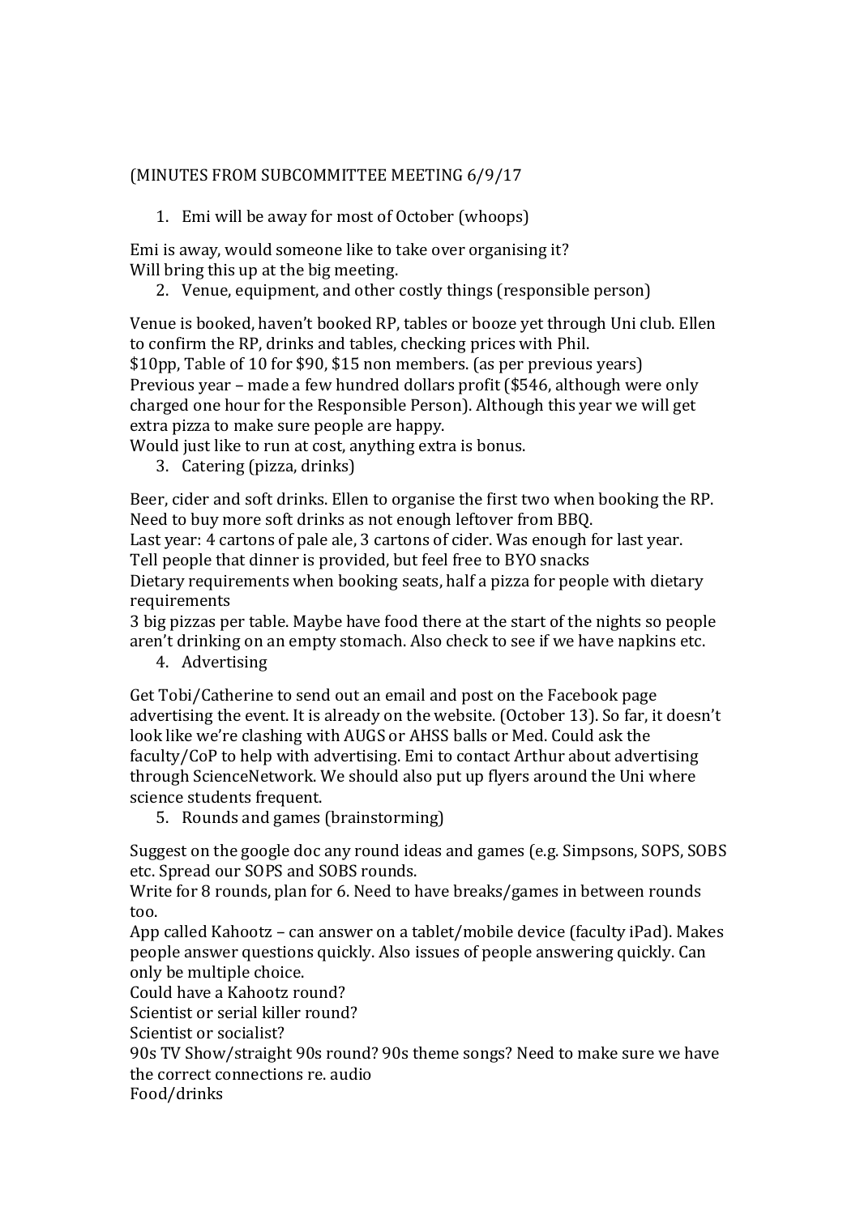(MINUTES FROM SUBCOMMITTEE MEETING 6/9/17

1. Emi will be away for most of October (whoops)

Emi is away, would someone like to take over organising it?
Will bring this up at the big meeting.

2. Venue, equipment, and other costly things (responsible person)

Venue is booked, haven't booked RP, tables or booze yet through Uni club. Ellen to confirm the RP, drinks and tables, checking prices with Phil.
$10pp, Table of 10 for $90, $15 non members. (as per previous years)
Previous year – made a few hundred dollars profit ($546, although were only charged one hour for the Responsible Person). Although this year we will get extra pizza to make sure people are happy.
Would just like to run at cost, anything extra is bonus.

3. Catering (pizza, drinks)

Beer, cider and soft drinks. Ellen to organise the first two when booking the RP.
Need to buy more soft drinks as not enough leftover from BBQ.
Last year: 4 cartons of pale ale, 3 cartons of cider. Was enough for last year.
Tell people that dinner is provided, but feel free to BYO snacks
Dietary requirements when booking seats, half a pizza for people with dietary requirements
3 big pizzas per table. Maybe have food there at the start of the nights so people aren't drinking on an empty stomach. Also check to see if we have napkins etc.

4. Advertising

Get Tobi/Catherine to send out an email and post on the Facebook page advertising the event. It is already on the website. (October 13). So far, it doesn't look like we're clashing with AUGS or AHSS balls or Med. Could ask the faculty/CoP to help with advertising. Emi to contact Arthur about advertising through ScienceNetwork. We should also put up flyers around the Uni where science students frequent.

5. Rounds and games (brainstorming)

Suggest on the google doc any round ideas and games (e.g. Simpsons, SOPS, SOBS etc. Spread our SOPS and SOBS rounds.
Write for 8 rounds, plan for 6. Need to have breaks/games in between rounds too.
App called Kahootz – can answer on a tablet/mobile device (faculty iPad). Makes people answer questions quickly. Also issues of people answering quickly. Can only be multiple choice.
Could have a Kahootz round?
Scientist or serial killer round?
Scientist or socialist?
90s TV Show/straight 90s round? 90s theme songs? Need to make sure we have the correct connections re. audio
Food/drinks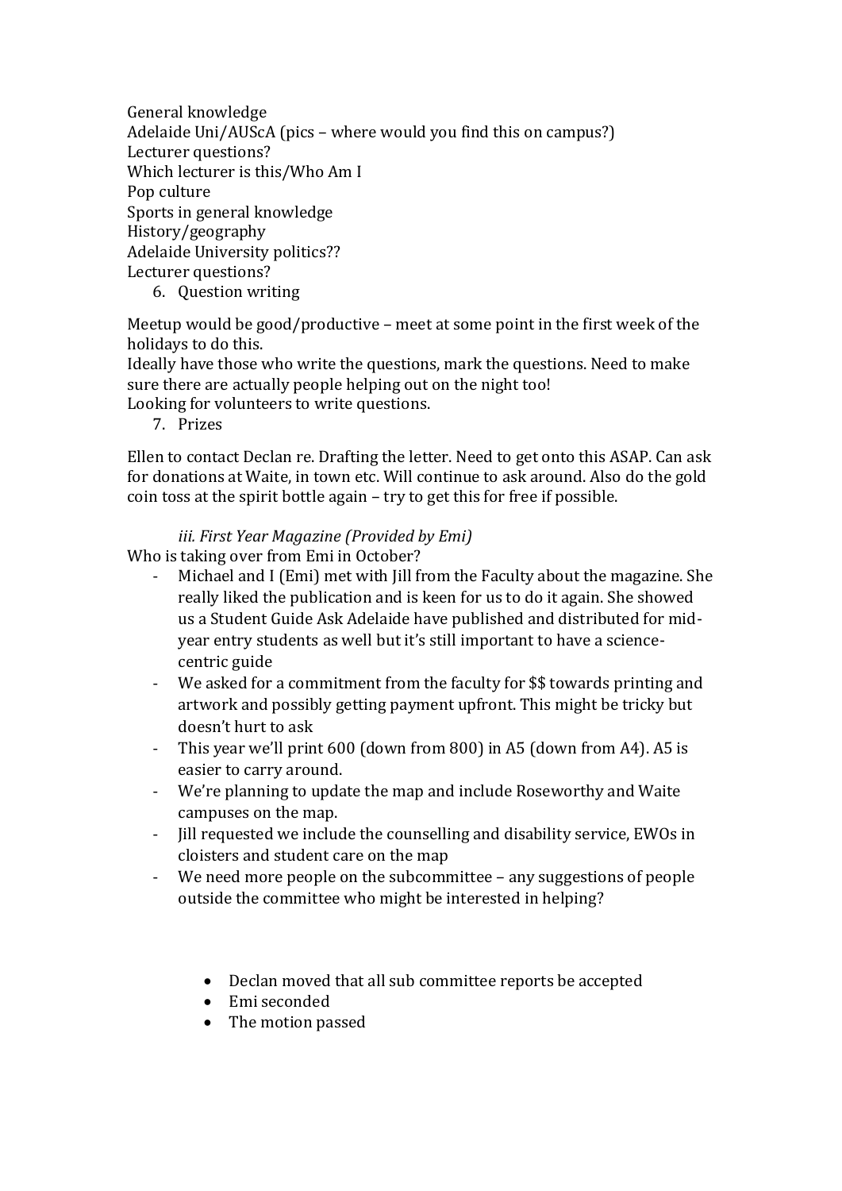General knowledge
Adelaide Uni/AUScA (pics – where would you find this on campus?)
Lecturer questions?
Which lecturer is this/Who Am I
Pop culture
Sports in general knowledge
History/geography
Adelaide University politics??
Lecturer questions?

6. Question writing

Meetup would be good/productive – meet at some point in the first week of the holidays to do this.
Ideally have those who write the questions, mark the questions. Need to make sure there are actually people helping out on the night too!
Looking for volunteers to write questions.

7. Prizes

Ellen to contact Declan re. Drafting the letter. Need to get onto this ASAP. Can ask for donations at Waite, in town etc. Will continue to ask around. Also do the gold coin toss at the spirit bottle again – try to get this for free if possible.

*iii. First Year Magazine (Provided by Emi)*

Who is taking over from Emi in October?

- Michael and I (Emi) met with Jill from the Faculty about the magazine. She really liked the publication and is keen for us to do it again. She showed us a Student Guide Ask Adelaide have published and distributed for mid-year entry students as well but it's still important to have a science-centric guide
- We asked for a commitment from the faculty for $$ towards printing and artwork and possibly getting payment upfront. This might be tricky but doesn't hurt to ask
- This year we'll print 600 (down from 800) in A5 (down from A4). A5 is easier to carry around.
- We're planning to update the map and include Roseworthy and Waite campuses on the map.
- Jill requested we include the counselling and disability service, EWOs in cloisters and student care on the map
- We need more people on the subcommittee – any suggestions of people outside the committee who might be interested in helping?

- Declan moved that all sub committee reports be accepted
- Emi seconded
- The motion passed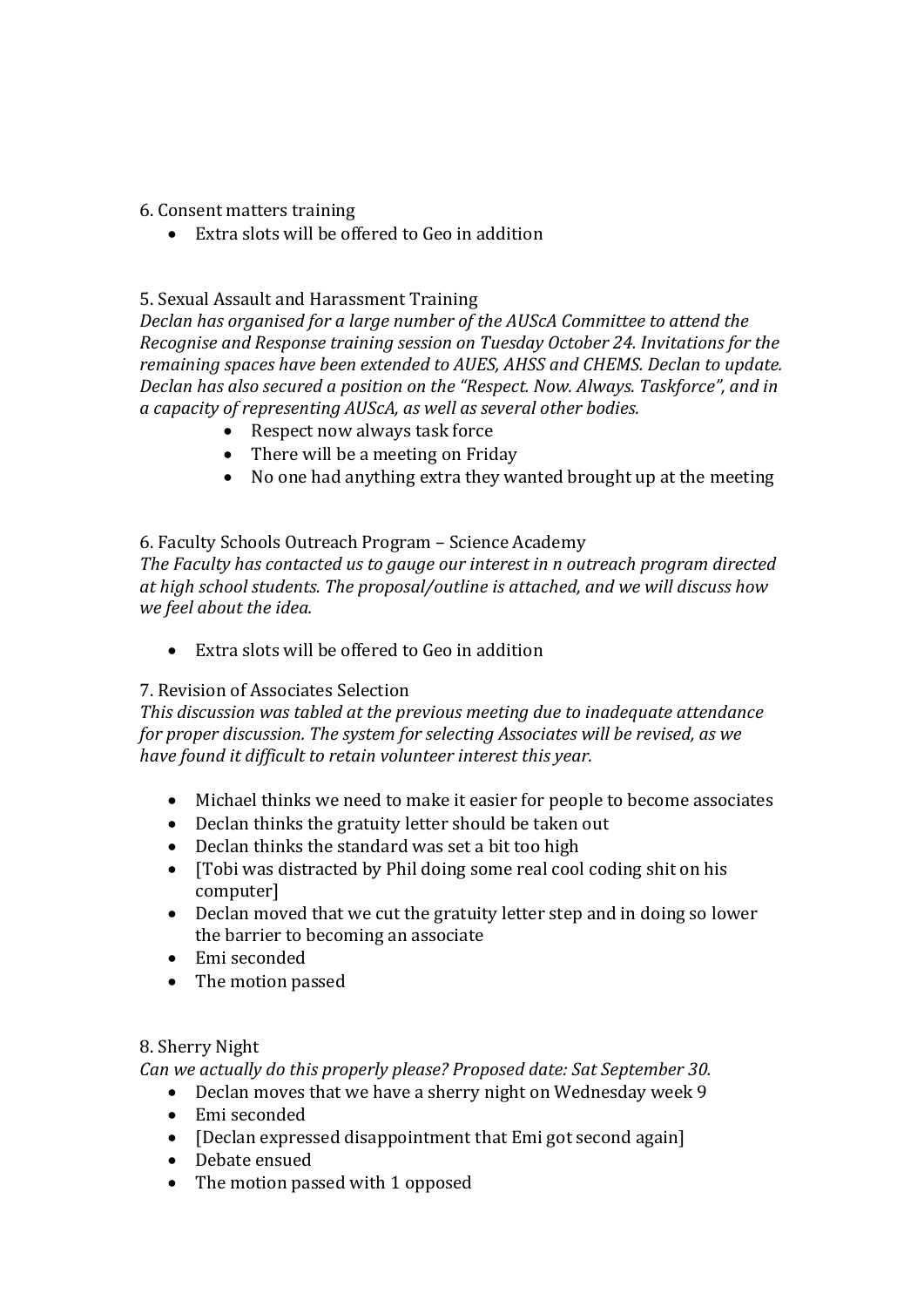6. Consent matters training

- Extra slots will be offered to Geo in addition

5. Sexual Assault and Harassment Training

*Declan has organised for a large number of the AUScA Committee to attend the Recognise and Response training session on Tuesday October 24. Invitations for the remaining spaces have been extended to AUES, AHSS and CHEMS. Declan to update. Declan has also secured a position on the "Respect. Now. Always. Taskforce", and in a capacity of representing AUScA, as well as several other bodies.*

- Respect now always task force
- There will be a meeting on Friday
- No one had anything extra they wanted brought up at the meeting

6. Faculty Schools Outreach Program – Science Academy

*The Faculty has contacted us to gauge our interest in n outreach program directed at high school students. The proposal/outline is attached, and we will discuss how we feel about the idea.*

- Extra slots will be offered to Geo in addition

7. Revision of Associates Selection

*This discussion was tabled at the previous meeting due to inadequate attendance for proper discussion. The system for selecting Associates will be revised, as we have found it difficult to retain volunteer interest this year.*

- Michael thinks we need to make it easier for people to become associates
- Declan thinks the gratuity letter should be taken out
- Declan thinks the standard was set a bit too high
- [Tobi was distracted by Phil doing some real cool coding shit on his computer]
- Declan moved that we cut the gratuity letter step and in doing so lower the barrier to becoming an associate
- Emi seconded
- The motion passed

8. Sherry Night

*Can we actually do this properly please? Proposed date: Sat September 30.*

- Declan moves that we have a sherry night on Wednesday week 9
- Emi seconded
- [Declan expressed disappointment that Emi got second again]
- Debate ensued
- The motion passed with 1 opposed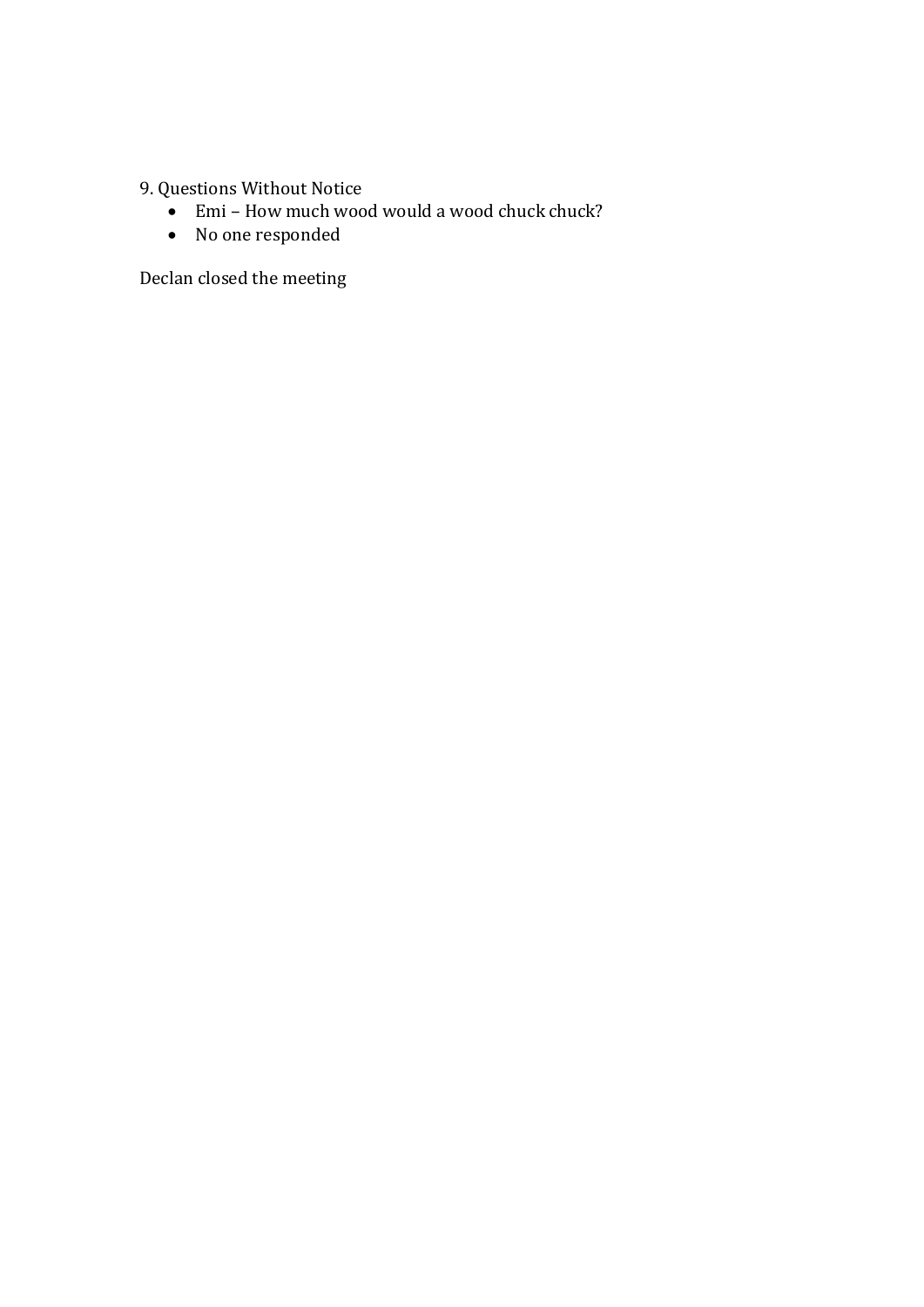9. Questions Without Notice

- Emi – How much wood would a wood chuck chuck?
- No one responded

Declan closed the meeting